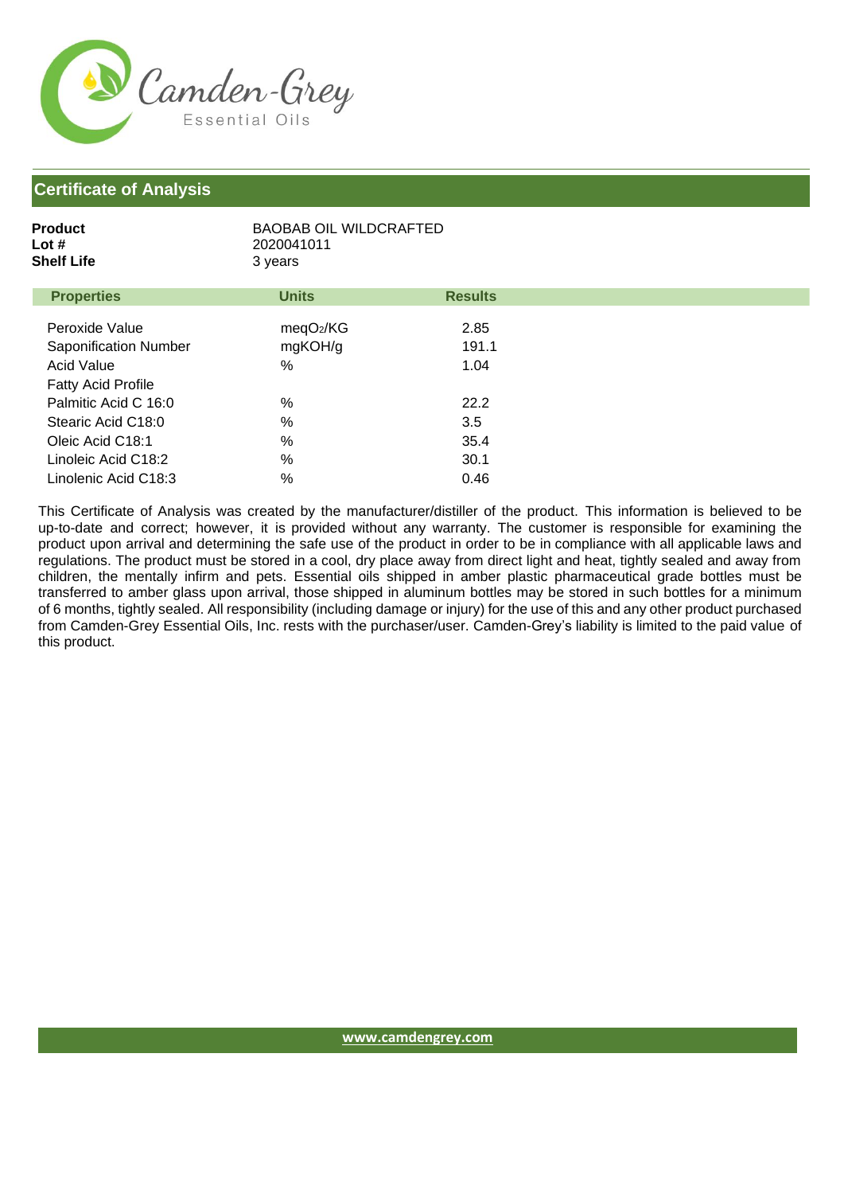Camden-Grey
Essential Oils

## Certificate of Analysis

**Product** BAOBAB OIL WILDCRAFTED
**Lot #** 2020041011
**Shelf Life** 3 years

| Properties | Units | Results |
|---|---|---|
| Peroxide Value | meq$O_2$/KG | 2.85 |
| Saponification Number | mgKOH/g | 191.1 |
| Acid Value | % | 1.04 |
| Fatty Acid Profile | | |
| Palmitic Acid C 16:0 | % | 22.2 |
| Stearic Acid C18:0 | % | 3.5 |
| Oleic Acid C18:1 | % | 35.4 |
| Linoleic Acid C18:2 | % | 30.1 |
| Linolenic Acid C18:3 | % | 0.46 |

This Certificate of Analysis was created by the manufacturer/distiller of the product. This information is believed to be up-to-date and correct; however, it is provided without any warranty. The customer is responsible for examining the product upon arrival and determining the safe use of the product in order to be in compliance with all applicable laws and regulations. The product must be stored in a cool, dry place away from direct light and heat, tightly sealed and away from children, the mentally infirm and pets. Essential oils shipped in amber plastic pharmaceutical grade bottles must be transferred to amber glass upon arrival, those shipped in aluminum bottles may be stored in such bottles for a minimum of 6 months, tightly sealed. All responsibility (including damage or injury) for the use of this and any other product purchased from Camden-Grey Essential Oils, Inc. rests with the purchaser/user. Camden-Grey's liability is limited to the paid value of this product.

www.camdengrey.com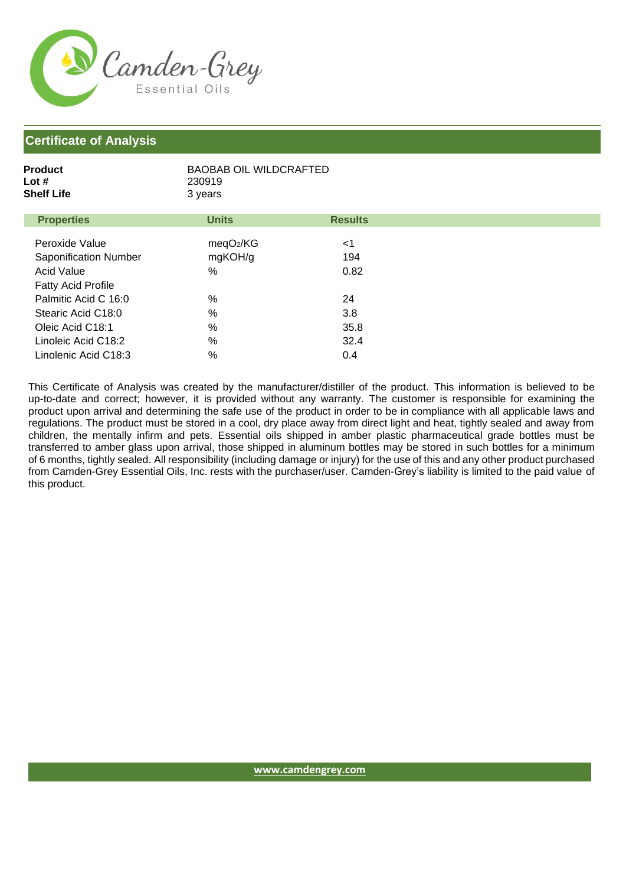Camden-Grey
Essential Oils

## Certificate of Analysis

**Product** BAOBAB OIL WILDCRAFTED
**Lot #** 230919
**Shelf Life** 3 years

| Properties | Units | Results |
|---|---|---|
| Peroxide Value | meq$O_2$/KG | <1 |
| Saponification Number | mgKOH/g | 194 |
| Acid Value | % | 0.82 |
| Fatty Acid Profile | | |
| Palmitic Acid C 16:0 | % | 24 |
| Stearic Acid C18:0 | % | 3.8 |
| Oleic Acid C18:1 | % | 35.8 |
| Linoleic Acid C18:2 | % | 32.4 |
| Linolenic Acid C18:3 | % | 0.4 |

This Certificate of Analysis was created by the manufacturer/distiller of the product. This information is believed to be up-to-date and correct; however, it is provided without any warranty. The customer is responsible for examining the product upon arrival and determining the safe use of the product in order to be in compliance with all applicable laws and regulations. The product must be stored in a cool, dry place away from direct light and heat, tightly sealed and away from children, the mentally infirm and pets. Essential oils shipped in amber plastic pharmaceutical grade bottles must be transferred to amber glass upon arrival, those shipped in aluminum bottles may be stored in such bottles for a minimum of 6 months, tightly sealed. All responsibility (including damage or injury) for the use of this and any other product purchased from Camden-Grey Essential Oils, Inc. rests with the purchaser/user. Camden-Grey's liability is limited to the paid value of this product.

www.camdengrey.com